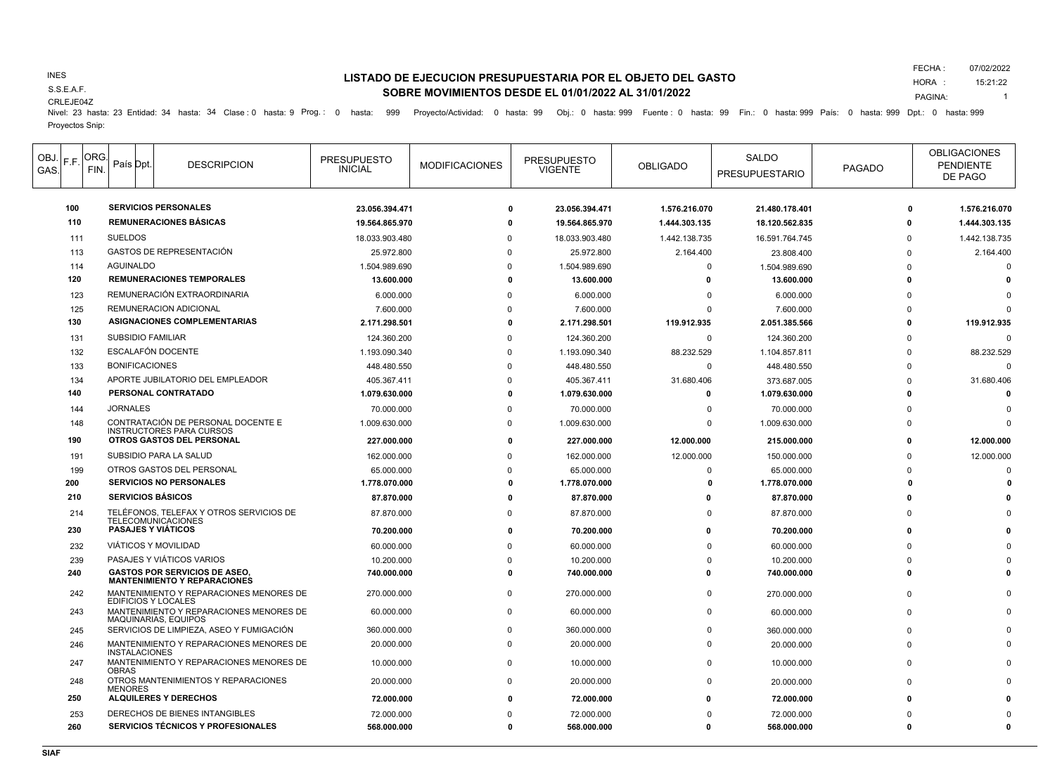INES
S.S.E.A.F.
CRLEJE04Z

# LISTADO DE EJECUCION PRESUPUESTARIA POR EL OBJETO DEL GASTO
## SOBRE MOVIMIENTOS DESDE EL 01/01/2022 AL 31/01/2022

FECHA : 07/02/2022
HORA : 15:21:22
PAGINA: 1

Nivel: 23 hasta: 23 Entidad: 34 hasta: 34 Clase : 0 hasta: 9 Prog. : 0 hasta: 999 Proyecto/Actividad: 0 hasta: 99 Obj.: 0 hasta: 999 Fuente : 0 hasta: 99 Fin.: 0 hasta: 999 País: 0 hasta: 999 Dpt.: 0 hasta: 999
Proyectos Snip:

| OBJ. GAS. | F.F. | ORG. FIN. | País | Dpt. | DESCRIPCION | PRESUPUESTO INICIAL | MODIFICACIONES | PRESUPUESTO VIGENTE | OBLIGADO | SALDO PRESUPUESTARIO | PAGADO | OBLIGACIONES PENDIENTE DE PAGO |
|---|---|---|---|---|---|---|---|---|---|---|---|---|
| **100** | | | | | **SERVICIOS PERSONALES** | **23.056.394.471** | **0** | **23.056.394.471** | **1.576.216.070** | **21.480.178.401** | **0** | **1.576.216.070** |
| **110** | | | | | **REMUNERACIONES BÁSICAS** | **19.564.865.970** | **0** | **19.564.865.970** | **1.444.303.135** | **18.120.562.835** | **0** | **1.444.303.135** |
| 111 | | | | | SUELDOS | 18.033.903.480 | 0 | 18.033.903.480 | 1.442.138.735 | 16.591.764.745 | 0 | 1.442.138.735 |
| 113 | | | | | GASTOS DE REPRESENTACIÓN | 25.972.800 | 0 | 25.972.800 | 2.164.400 | 23.808.400 | 0 | 2.164.400 |
| 114 | | | | | AGUINALDO | 1.504.989.690 | 0 | 1.504.989.690 | 0 | 1.504.989.690 | 0 | 0 |
| **120** | | | | | **REMUNERACIONES TEMPORALES** | **13.600.000** | **0** | **13.600.000** | **0** | **13.600.000** | **0** | **0** |
| 123 | | | | | REMUNERACIÓN EXTRAORDINARIA | 6.000.000 | 0 | 6.000.000 | 0 | 6.000.000 | 0 | 0 |
| 125 | | | | | REMUNERACION ADICIONAL | 7.600.000 | 0 | 7.600.000 | 0 | 7.600.000 | 0 | 0 |
| **130** | | | | | **ASIGNACIONES COMPLEMENTARIAS** | **2.171.298.501** | **0** | **2.171.298.501** | **119.912.935** | **2.051.385.566** | **0** | **119.912.935** |
| 131 | | | | | SUBSIDIO FAMILIAR | 124.360.200 | 0 | 124.360.200 | 0 | 124.360.200 | 0 | 0 |
| 132 | | | | | ESCALAFÓN DOCENTE | 1.193.090.340 | 0 | 1.193.090.340 | 88.232.529 | 1.104.857.811 | 0 | 88.232.529 |
| 133 | | | | | BONIFICACIONES | 448.480.550 | 0 | 448.480.550 | 0 | 448.480.550 | 0 | 0 |
| 134 | | | | | APORTE JUBILATORIO DEL EMPLEADOR | 405.367.411 | 0 | 405.367.411 | 31.680.406 | 373.687.005 | 0 | 31.680.406 |
| **140** | | | | | **PERSONAL CONTRATADO** | **1.079.630.000** | **0** | **1.079.630.000** | **0** | **1.079.630.000** | **0** | **0** |
| 144 | | | | | JORNALES | 70.000.000 | 0 | 70.000.000 | 0 | 70.000.000 | 0 | 0 |
| 148 | | | | | CONTRATACIÓN DE PERSONAL DOCENTE E INSTRUCTORES PARA CURSOS | 1.009.630.000 | 0 | 1.009.630.000 | 0 | 1.009.630.000 | 0 | 0 |
| **190** | | | | | **OTROS GASTOS DEL PERSONAL** | **227.000.000** | **0** | **227.000.000** | **12.000.000** | **215.000.000** | **0** | **12.000.000** |
| 191 | | | | | SUBSIDIO PARA LA SALUD | 162.000.000 | 0 | 162.000.000 | 12.000.000 | 150.000.000 | 0 | 12.000.000 |
| 199 | | | | | OTROS GASTOS DEL PERSONAL | 65.000.000 | 0 | 65.000.000 | 0 | 65.000.000 | 0 | 0 |
| **200** | | | | | **SERVICIOS NO PERSONALES** | **1.778.070.000** | **0** | **1.778.070.000** | **0** | **1.778.070.000** | **0** | **0** |
| **210** | | | | | **SERVICIOS BÁSICOS** | **87.870.000** | **0** | **87.870.000** | **0** | **87.870.000** | **0** | **0** |
| 214 | | | | | TELÉFONOS, TELEFAX Y OTROS SERVICIOS DE TELECOMUNICACIONES | 87.870.000 | 0 | 87.870.000 | 0 | 87.870.000 | 0 | 0 |
| **230** | | | | | **PASAJES Y VIÁTICOS** | **70.200.000** | **0** | **70.200.000** | **0** | **70.200.000** | **0** | **0** |
| 232 | | | | | VIÁTICOS Y MOVILIDAD | 60.000.000 | 0 | 60.000.000 | 0 | 60.000.000 | 0 | 0 |
| 239 | | | | | PASAJES Y VIÁTICOS VARIOS | 10.200.000 | 0 | 10.200.000 | 0 | 10.200.000 | 0 | 0 |
| **240** | | | | | **GASTOS POR SERVICIOS DE ASEO, MANTENIMIENTO Y REPARACIONES** | **740.000.000** | **0** | **740.000.000** | **0** | **740.000.000** | **0** | **0** |
| 242 | | | | | MANTENIMIENTO Y REPARACIONES MENORES DE EDIFICIOS Y LOCALES | 270.000.000 | 0 | 270.000.000 | 0 | 270.000.000 | 0 | 0 |
| 243 | | | | | MANTENIMIENTO Y REPARACIONES MENORES DE MAQUINARIAS, EQUIPOS | 60.000.000 | 0 | 60.000.000 | 0 | 60.000.000 | 0 | 0 |
| 245 | | | | | SERVICIOS DE LIMPIEZA, ASEO Y FUMIGACIÓN | 360.000.000 | 0 | 360.000.000 | 0 | 360.000.000 | 0 | 0 |
| 246 | | | | | MANTENIMIENTO Y REPARACIONES MENORES DE INSTALACIONES | 20.000.000 | 0 | 20.000.000 | 0 | 20.000.000 | 0 | 0 |
| 247 | | | | | MANTENIMIENTO Y REPARACIONES MENORES DE OBRAS | 10.000.000 | 0 | 10.000.000 | 0 | 10.000.000 | 0 | 0 |
| 248 | | | | | OTROS MANTENIMIENTOS Y REPARACIONES MENORES | 20.000.000 | 0 | 20.000.000 | 0 | 20.000.000 | 0 | 0 |
| **250** | | | | | **ALQUILERES Y DERECHOS** | **72.000.000** | **0** | **72.000.000** | **0** | **72.000.000** | **0** | **0** |
| 253 | | | | | DERECHOS DE BIENES INTANGIBLES | 72.000.000 | 0 | 72.000.000 | 0 | 72.000.000 | 0 | 0 |
| **260** | | | | | **SERVICIOS TÉCNICOS Y PROFESIONALES** | **568.000.000** | **0** | **568.000.000** | **0** | **568.000.000** | **0** | **0** |

SIAF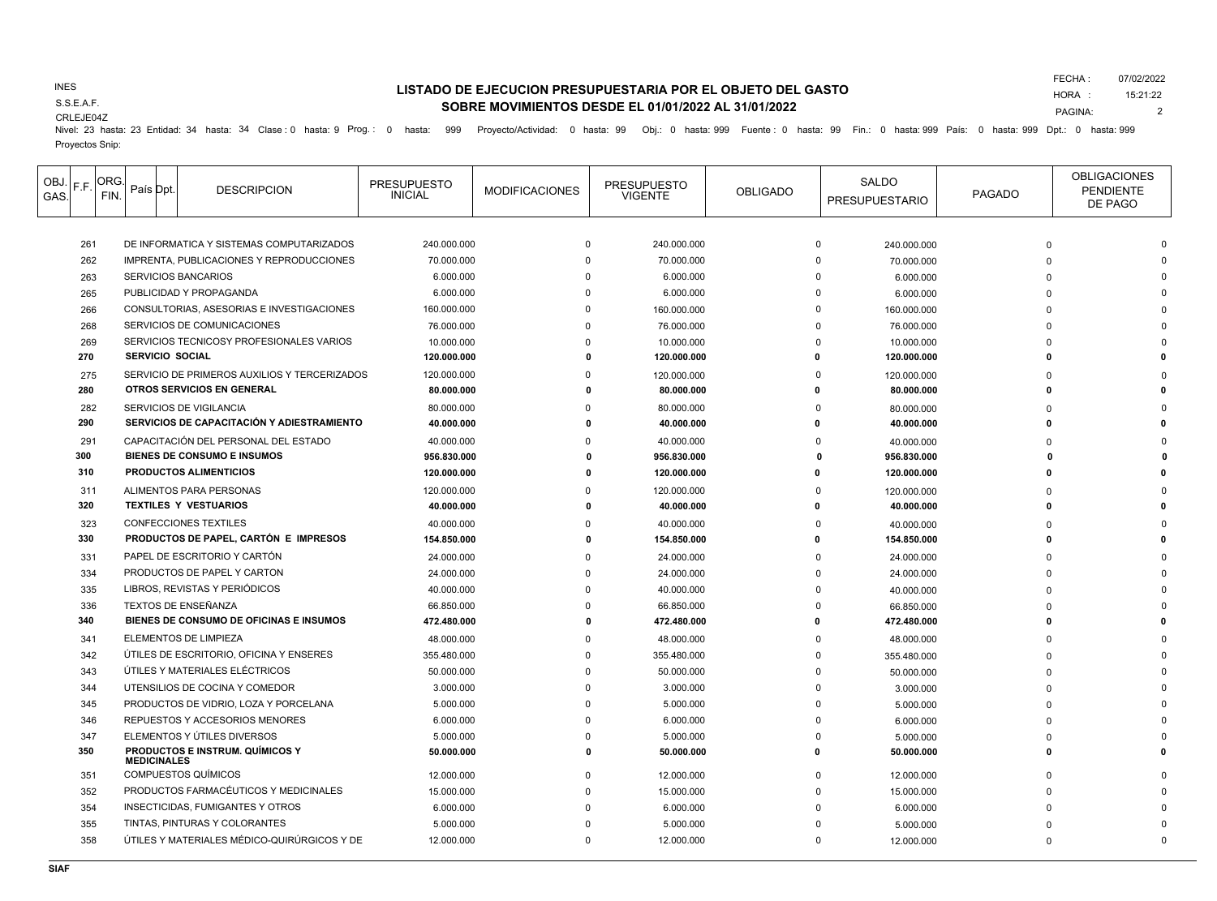INES
S.S.E.A.F.
CRLEJE04Z

## LISTADO DE EJECUCION PRESUPUESTARIA POR EL OBJETO DEL GASTO
## SOBRE MOVIMIENTOS DESDE EL 01/01/2022 AL 31/01/2022

FECHA : 07/02/2022
HORA : 15:21:22

Nivel: 23 hasta: 23 Entidad: 34 hasta: 34 Clase : 0 hasta: 9 Prog. : 0 hasta: 999 Proyecto/Actividad: 0 hasta: 99 Obj.: 0 hasta: 999 Fuente : 0 hasta: 99 Fin.: 0 hasta: 999 País: 0 hasta: 999 Dpt.: 0 hasta: 999
Proyectos Snip:

| OBJ. GAS. | F.F. | ORG. FIN. | País | Dpt. | DESCRIPCION | PRESUPUESTO INICIAL | MODIFICACIONES | PRESUPUESTO VIGENTE | OBLIGADO | SALDO PRESUPUESTARIO | PAGADO | OBLIGACIONES PENDIENTE DE PAGO |
|---|---|---|---|---|---|---|---|---|---|---|---|---|
| 261 | | | | | DE INFORMATICA Y SISTEMAS COMPUTARIZADOS | 240.000.000 | 0 | 240.000.000 | 0 | 240.000.000 | 0 | 0 |
| 262 | | | | | IMPRENTA, PUBLICACIONES Y REPRODUCCIONES | 70.000.000 | 0 | 70.000.000 | 0 | 70.000.000 | 0 | 0 |
| 263 | | | | | SERVICIOS BANCARIOS | 6.000.000 | 0 | 6.000.000 | 0 | 6.000.000 | 0 | 0 |
| 265 | | | | | PUBLICIDAD Y PROPAGANDA | 6.000.000 | 0 | 6.000.000 | 0 | 6.000.000 | 0 | 0 |
| 266 | | | | | CONSULTORIAS, ASESORIAS E INVESTIGACIONES | 160.000.000 | 0 | 160.000.000 | 0 | 160.000.000 | 0 | 0 |
| 268 | | | | | SERVICIOS DE COMUNICACIONES | 76.000.000 | 0 | 76.000.000 | 0 | 76.000.000 | 0 | 0 |
| 269 | | | | | SERVICIOS TECNICOSY PROFESIONALES VARIOS | 10.000.000 | 0 | 10.000.000 | 0 | 10.000.000 | 0 | 0 |
| **270** | | | | | **SERVICIO SOCIAL** | **120.000.000** | **0** | **120.000.000** | **0** | **120.000.000** | **0** | **0** |
| 275 | | | | | SERVICIO DE PRIMEROS AUXILIOS Y TERCERIZADOS | 120.000.000 | 0 | 120.000.000 | 0 | 120.000.000 | 0 | 0 |
| **280** | | | | | **OTROS SERVICIOS EN GENERAL** | **80.000.000** | **0** | **80.000.000** | **0** | **80.000.000** | **0** | **0** |
| 282 | | | | | SERVICIOS DE VIGILANCIA | 80.000.000 | 0 | 80.000.000 | 0 | 80.000.000 | 0 | 0 |
| **290** | | | | | **SERVICIOS DE CAPACITACIÓN Y ADIESTRAMIENTO** | **40.000.000** | **0** | **40.000.000** | **0** | **40.000.000** | **0** | **0** |
| 291 | | | | | CAPACITACIÓN DEL PERSONAL DEL ESTADO | 40.000.000 | 0 | 40.000.000 | 0 | 40.000.000 | 0 | 0 |
| **300** | | | | | **BIENES DE CONSUMO E INSUMOS** | **956.830.000** | **0** | **956.830.000** | **0** | **956.830.000** | **0** | **0** |
| **310** | | | | | **PRODUCTOS ALIMENTICIOS** | **120.000.000** | **0** | **120.000.000** | **0** | **120.000.000** | **0** | **0** |
| 311 | | | | | ALIMENTOS PARA PERSONAS | 120.000.000 | 0 | 120.000.000 | 0 | 120.000.000 | 0 | 0 |
| **320** | | | | | **TEXTILES Y VESTUARIOS** | **40.000.000** | **0** | **40.000.000** | **0** | **40.000.000** | **0** | **0** |
| 323 | | | | | CONFECCIONES TEXTILES | 40.000.000 | 0 | 40.000.000 | 0 | 40.000.000 | 0 | 0 |
| **330** | | | | | **PRODUCTOS DE PAPEL, CARTÓN E IMPRESOS** | **154.850.000** | **0** | **154.850.000** | **0** | **154.850.000** | **0** | **0** |
| 331 | | | | | PAPEL DE ESCRITORIO Y CARTÓN | 24.000.000 | 0 | 24.000.000 | 0 | 24.000.000 | 0 | 0 |
| 334 | | | | | PRODUCTOS DE PAPEL Y CARTON | 24.000.000 | 0 | 24.000.000 | 0 | 24.000.000 | 0 | 0 |
| 335 | | | | | LIBROS, REVISTAS Y PERIÓDICOS | 40.000.000 | 0 | 40.000.000 | 0 | 40.000.000 | 0 | 0 |
| 336 | | | | | TEXTOS DE ENSEÑANZA | 66.850.000 | 0 | 66.850.000 | 0 | 66.850.000 | 0 | 0 |
| **340** | | | | | **BIENES DE CONSUMO DE OFICINAS E INSUMOS** | **472.480.000** | **0** | **472.480.000** | **0** | **472.480.000** | **0** | **0** |
| 341 | | | | | ELEMENTOS DE LIMPIEZA | 48.000.000 | 0 | 48.000.000 | 0 | 48.000.000 | 0 | 0 |
| 342 | | | | | ÚTILES DE ESCRITORIO, OFICINA Y ENSERES | 355.480.000 | 0 | 355.480.000 | 0 | 355.480.000 | 0 | 0 |
| 343 | | | | | ÚTILES Y MATERIALES ELÉCTRICOS | 50.000.000 | 0 | 50.000.000 | 0 | 50.000.000 | 0 | 0 |
| 344 | | | | | UTENSILIOS DE COCINA Y COMEDOR | 3.000.000 | 0 | 3.000.000 | 0 | 3.000.000 | 0 | 0 |
| 345 | | | | | PRODUCTOS DE VIDRIO, LOZA Y PORCELANA | 5.000.000 | 0 | 5.000.000 | 0 | 5.000.000 | 0 | 0 |
| 346 | | | | | REPUESTOS Y ACCESORIOS MENORES | 6.000.000 | 0 | 6.000.000 | 0 | 6.000.000 | 0 | 0 |
| 347 | | | | | ELEMENTOS Y ÚTILES DIVERSOS | 5.000.000 | 0 | 5.000.000 | 0 | 5.000.000 | 0 | 0 |
| **350** | | | | | **PRODUCTOS E INSTRUM. QUÍMICOS Y MEDICINALES** | **50.000.000** | **0** | **50.000.000** | **0** | **50.000.000** | **0** | **0** |
| 351 | | | | | COMPUESTOS QUÍMICOS | 12.000.000 | 0 | 12.000.000 | 0 | 12.000.000 | 0 | 0 |
| 352 | | | | | PRODUCTOS FARMACÉUTICOS Y MEDICINALES | 15.000.000 | 0 | 15.000.000 | 0 | 15.000.000 | 0 | 0 |
| 354 | | | | | INSECTICIDAS, FUMIGANTES Y OTROS | 6.000.000 | 0 | 6.000.000 | 0 | 6.000.000 | 0 | 0 |
| 355 | | | | | TINTAS, PINTURAS Y COLORANTES | 5.000.000 | 0 | 5.000.000 | 0 | 5.000.000 | 0 | 0 |
| 358 | | | | | ÚTILES Y MATERIALES MÉDICO-QUIRÚRGICOS Y DE | 12.000.000 | 0 | 12.000.000 | 0 | 12.000.000 | 0 | 0 |

SIAF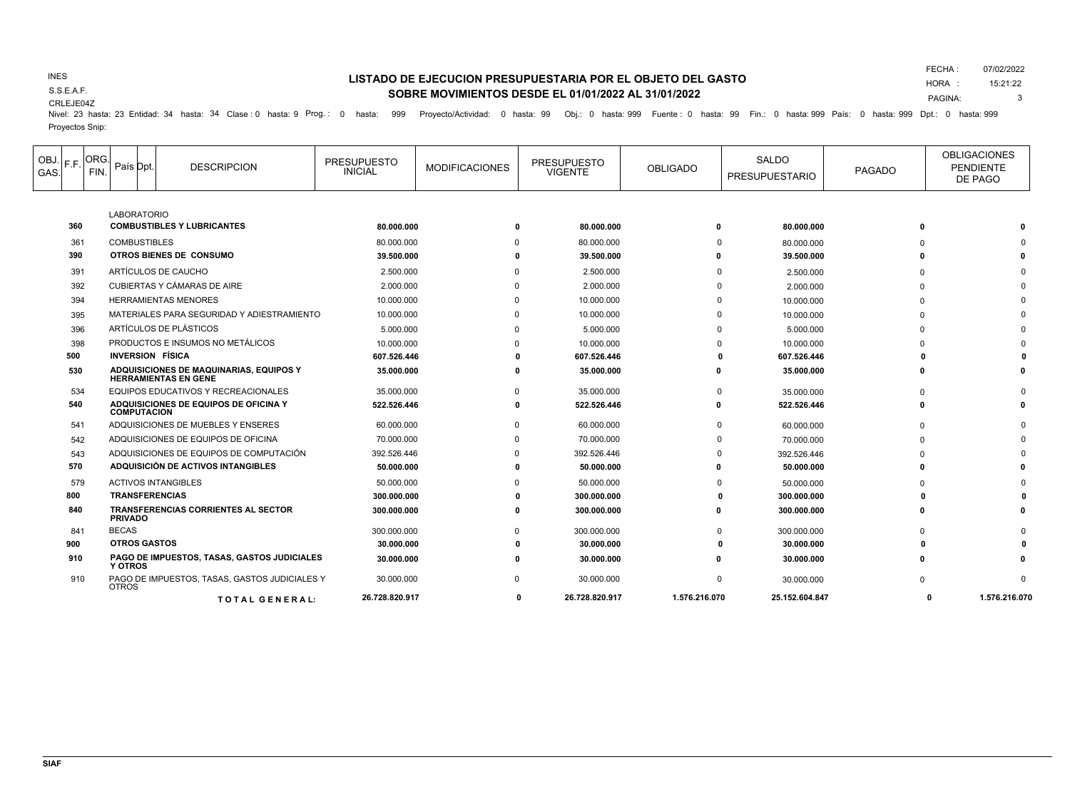INES

S.S.E.A.F.

CRLEJE04Z

# LISTADO DE EJECUCION PRESUPUESTARIA POR EL OBJETO DEL GASTO
## SOBRE MOVIMIENTOS DESDE EL 01/01/2022 AL 31/01/2022

FECHA : 07/02/2022
HORA : 15:21:22

Nivel: 23 hasta: 23 Entidad: 34 hasta: 34 Clase : 0 hasta: 9 Prog. : 0 hasta: 999 Proyecto/Actividad: 0 hasta: 99 Obj.: 0 hasta: 999 Fuente : 0 hasta: 99 Fin.: 0 hasta: 999 País: 0 hasta: 999 Dpt.: 0 hasta: 999

Proyectos Snip:

| OBJ. GAS. | F.F. | ORG. FIN. | País | Dpt. | DESCRIPCION | PRESUPUESTO INICIAL | MODIFICACIONES | PRESUPUESTO VIGENTE | OBLIGADO | SALDO PRESUPUESTARIO | PAGADO | OBLIGACIONES PENDIENTE DE PAGO |
|---|---|---|---|---|---|---|---|---|---|---|---|---|
| | | | | | LABORATORIO | | | | | | | |
| **360** | | | | | **COMBUSTIBLES Y LUBRICANTES** | **80.000.000** | **0** | **80.000.000** | **0** | **80.000.000** | **0** | **0** |
| 361 | | | | | COMBUSTIBLES | 80.000.000 | 0 | 80.000.000 | 0 | 80.000.000 | 0 | 0 |
| **390** | | | | | **OTROS BIENES DE CONSUMO** | **39.500.000** | **0** | **39.500.000** | **0** | **39.500.000** | **0** | **0** |
| 391 | | | | | ARTÍCULOS DE CAUCHO | 2.500.000 | 0 | 2.500.000 | 0 | 2.500.000 | 0 | 0 |
| 392 | | | | | CUBIERTAS Y CÁMARAS DE AIRE | 2.000.000 | 0 | 2.000.000 | 0 | 2.000.000 | 0 | 0 |
| 394 | | | | | HERRAMIENTAS MENORES | 10.000.000 | 0 | 10.000.000 | 0 | 10.000.000 | 0 | 0 |
| 395 | | | | | MATERIALES PARA SEGURIDAD Y ADIESTRAMIENTO | 10.000.000 | 0 | 10.000.000 | 0 | 10.000.000 | 0 | 0 |
| 396 | | | | | ARTÍCULOS DE PLÁSTICOS | 5.000.000 | 0 | 5.000.000 | 0 | 5.000.000 | 0 | 0 |
| 398 | | | | | PRODUCTOS E INSUMOS NO METÁLICOS | 10.000.000 | 0 | 10.000.000 | 0 | 10.000.000 | 0 | 0 |
| **500** | | | | | **INVERSION FÍSICA** | **607.526.446** | **0** | **607.526.446** | **0** | **607.526.446** | **0** | **0** |
| **530** | | | | | **ADQUISICIONES DE MAQUINARIAS, EQUIPOS Y HERRAMIENTAS EN GENE** | **35.000.000** | **0** | **35.000.000** | **0** | **35.000.000** | **0** | **0** |
| 534 | | | | | EQUIPOS EDUCATIVOS Y RECREACIONALES | 35.000.000 | 0 | 35.000.000 | 0 | 35.000.000 | 0 | 0 |
| **540** | | | | | **ADQUISICIONES DE EQUIPOS DE OFICINA Y COMPUTACION** | **522.526.446** | **0** | **522.526.446** | **0** | **522.526.446** | **0** | **0** |
| 541 | | | | | ADQUISICIONES DE MUEBLES Y ENSERES | 60.000.000 | 0 | 60.000.000 | 0 | 60.000.000 | 0 | 0 |
| 542 | | | | | ADQUISICIONES DE EQUIPOS DE OFICINA | 70.000.000 | 0 | 70.000.000 | 0 | 70.000.000 | 0 | 0 |
| 543 | | | | | ADQUISICIONES DE EQUIPOS DE COMPUTACIÓN | 392.526.446 | 0 | 392.526.446 | 0 | 392.526.446 | 0 | 0 |
| **570** | | | | | **ADQUISICIÓN DE ACTIVOS INTANGIBLES** | **50.000.000** | **0** | **50.000.000** | **0** | **50.000.000** | **0** | **0** |
| 579 | | | | | ACTIVOS INTANGIBLES | 50.000.000 | 0 | 50.000.000 | 0 | 50.000.000 | 0 | 0 |
| **800** | | | | | **TRANSFERENCIAS** | **300.000.000** | **0** | **300.000.000** | **0** | **300.000.000** | **0** | **0** |
| **840** | | | | | **TRANSFERENCIAS CORRIENTES AL SECTOR PRIVADO** | **300.000.000** | **0** | **300.000.000** | **0** | **300.000.000** | **0** | **0** |
| 841 | | | | | BECAS | 300.000.000 | 0 | 300.000.000 | 0 | 300.000.000 | 0 | 0 |
| **900** | | | | | **OTROS GASTOS** | **30.000.000** | **0** | **30.000.000** | **0** | **30.000.000** | **0** | **0** |
| **910** | | | | | **PAGO DE IMPUESTOS, TASAS, GASTOS JUDICIALES Y OTROS** | **30.000.000** | **0** | **30.000.000** | **0** | **30.000.000** | **0** | **0** |
| 910 | | | | | PAGO DE IMPUESTOS, TASAS, GASTOS JUDICIALES Y OTROS | 30.000.000 | 0 | 30.000.000 | 0 | 30.000.000 | 0 | 0 |
| | | | | | **TOTAL GENERAL:** | **26.728.820.917** | **0** | **26.728.820.917** | **1.576.216.070** | **25.152.604.847** | **0** | **1.576.216.070** |

SIAF